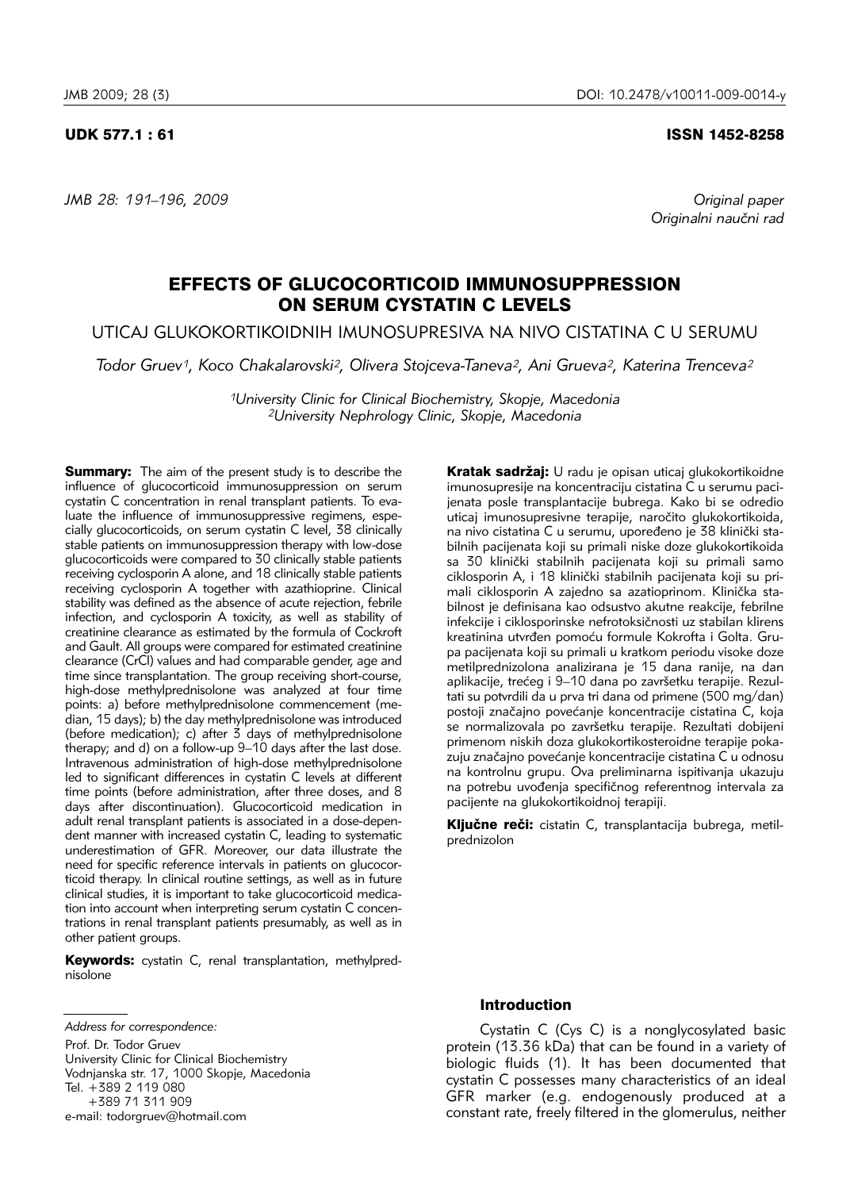UDK 577.1 : 61

ISSN 1452-8258

*Original paper*
*Originalni naučni rad*

# EFFECTS OF GLUCOCORTICOID IMMUNOSUPPRESSION ON SERUM CYSTATIN C LEVELS

## UTICAJ GLUKOKORTIKOIDNIH IMUNOSUPRESIVA NA NIVO CISTATINA C U SERUMU

*Todor Gruev[1], Koco Chakalarovski[2], Olivera Stojceva-Taneva[2], Ani Grueva[2], Katerina Trenceva[2]*

*[1]University Clinic for Clinical Biochemistry, Skopje, Macedonia*
*[2]University Nephrology Clinic, Skopje, Macedonia*

**Summary:** The aim of the present study is to describe the influence of glucocorticoid immunosuppression on serum cystatin C concentration in renal transplant patients. To evaluate the influence of immunosuppressive regimens, especially glucocorticoids, on serum cystatin C level, 38 clinically stable patients on immunosuppression therapy with low-dose glucocorticoids were compared to 30 clinically stable patients receiving cyclosporin A alone, and 18 clinically stable patients receiving cyclosporin A together with azathioprine. Clinical stability was defined as the absence of acute rejection, febrile infection, and cyclosporin A toxicity, as well as stability of creatinine clearance as estimated by the formula of Cockroft and Gault. All groups were compared for estimated creatinine clearance (CrCl) values and had comparable gender, age and time since transplantation. The group receiving short-course, high-dose methylprednisolone was analyzed at four time points: a) before methylprednisolone commencement (median, 15 days); b) the day methylprednisolone was introduced (before medication); c) after 3 days of methylprednisolone therapy; and d) on a follow-up 9–10 days after the last dose. Intravenous administration of high-dose methylprednisolone led to significant differences in cystatin C levels at different time points (before administration, after three doses, and 8 days after discontinuation). Glucocorticoid medication in adult renal transplant patients is associated in a dose-dependent manner with increased cystatin C, leading to systematic underestimation of GFR. Moreover, our data illustrate the need for specific reference intervals in patients on glucocorticoid therapy. In clinical routine settings, as well as in future clinical studies, it is important to take glucocorticoid medication into account when interpreting serum cystatin C concentrations in renal transplant patients presumably, as well as in other patient groups.

**Keywords:** cystatin C, renal transplantation, methylprednisolone

**Kratak sadržaj:** U radu je opisan uticaj glukokortikoidne imunosupresije na koncentraciju cistatina C u serumu pacijenata posle transplantacije bubrega. Kako bi se odredio uticaj imunosupresivne terapije, naročito glukokortikoida, na nivo cistatina C u serumu, upoređeno je 38 klinički stabilnih pacijenata koji su primali niske doze glukokortikoida sa 30 klinički stabilnih pacijenata koji su primali samo ciklosporin A, i 18 klinički stabilnih pacijenata koji su primali ciklosporin A zajedno sa azatioprinom. Klinička stabilnost je definisana kao odsustvo akutne reakcije, febrilne infekcije i ciklosporinske nefrotoksičnosti uz stabilan klirens kreatinina utvrđen pomoću formule Kokrofta i Golta. Grupa pacijenata koji su primali u kratkom periodu visoke doze metilprednizolona analizirana je 15 dana ranije, na dan aplikacije, trećeg i 9–10 dana po završetku terapije. Rezultati su potvrdili da u prva tri dana od primene (500 mg/dan) postoji značajno povećanje koncentracije cistatina C, koja se normalizovala po završetku terapije. Rezultati dobijeni primenom niskih doza glukokortikosteroidne terapije pokazuju značajno povećanje koncentracije cistatina C u odnosu na kontrolnu grupu. Ova preliminarna ispitivanja ukazuju na potrebu uvođenja specifičnog referentnog intervala za pacijente na glukokortikoidnoj terapiji.

**Ključne reči:** cistatin C, transplantacija bubrega, metilprednizolon

*Address for correspondence:*

Prof. Dr. Todor Gruev
University Clinic for Clinical Biochemistry
Vodnjanska str. 17, 1000 Skopje, Macedonia
Tel. +389 2 119 080
+389 71 311 909
e-mail: todorgruev@hotmail.com

## Introduction

Cystatin C (Cys C) is a nonglycosylated basic protein (13.36 kDa) that can be found in a variety of biologic fluids (1). It has been documented that cystatin C possesses many characteristics of an ideal GFR marker (e.g. endogenously produced at a constant rate, freely filtered in the glomerulus, neither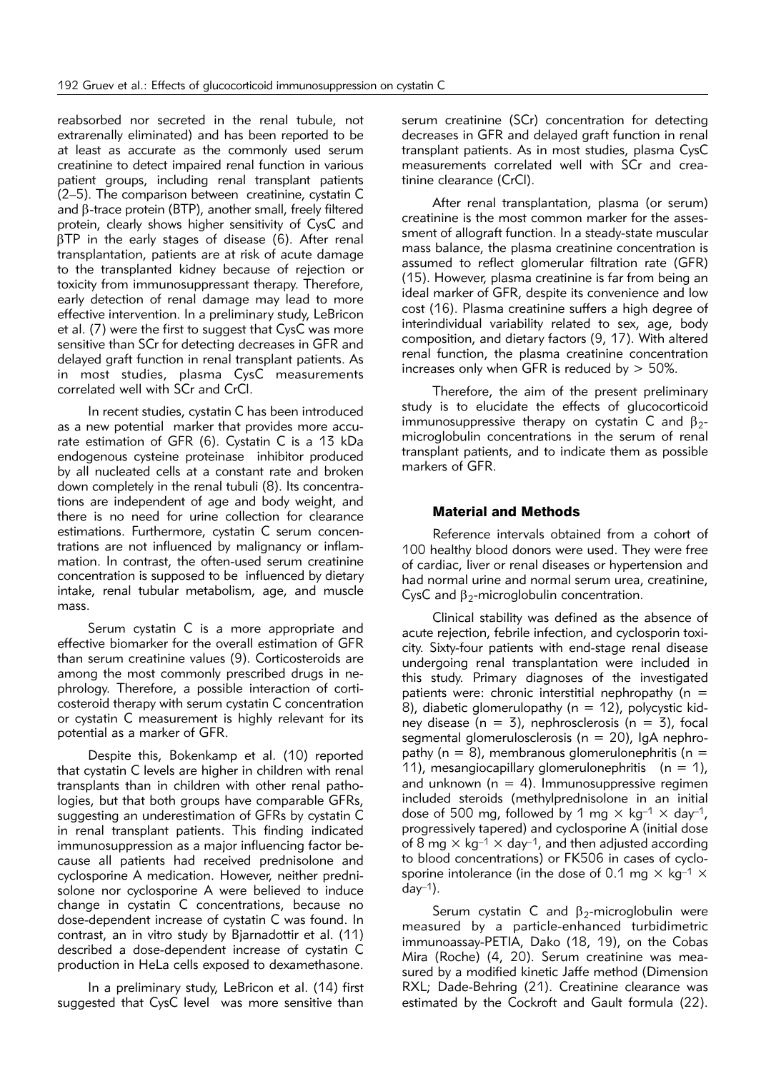reabsorbed nor secreted in the renal tubule, not extrarenally eliminated) and has been reported to be at least as accurate as the commonly used serum creatinine to detect impaired renal function in various patient groups, including renal transplant patients (2–5). The comparison between creatinine, cystatin C and β-trace protein (BTP), another small, freely filtered protein, clearly shows higher sensitivity of CysC and βTP in the early stages of disease (6). After renal transplantation, patients are at risk of acute damage to the transplanted kidney because of rejection or toxicity from immunosuppressant therapy. Therefore, early detection of renal damage may lead to more effective intervention. In a preliminary study, LeBricon et al. (7) were the first to suggest that CysC was more sensitive than SCr for detecting decreases in GFR and delayed graft function in renal transplant patients. As in most studies, plasma CysC measurements correlated well with SCr and CrCl.

In recent studies, cystatin C has been introduced as a new potential marker that provides more accurate estimation of GFR (6). Cystatin C is a 13 kDa endogenous cysteine proteinase inhibitor produced by all nucleated cells at a constant rate and broken down completely in the renal tubuli (8). Its concentrations are independent of age and body weight, and there is no need for urine collection for clearance estimations. Furthermore, cystatin C serum concentrations are not influenced by malignancy or inflammation. In contrast, the often-used serum creatinine concentration is supposed to be influenced by dietary intake, renal tubular metabolism, age, and muscle mass.

Serum cystatin C is a more appropriate and effective biomarker for the overall estimation of GFR than serum creatinine values (9). Corticosteroids are among the most commonly prescribed drugs in nephrology. Therefore, a possible interaction of corticosteroid therapy with serum cystatin C concentration or cystatin C measurement is highly relevant for its potential as a marker of GFR.

Despite this, Bokenkamp et al. (10) reported that cystatin C levels are higher in children with renal transplants than in children with other renal pathologies, but that both groups have comparable GFRs, suggesting an underestimation of GFRs by cystatin C in renal transplant patients. This finding indicated immunosuppression as a major influencing factor because all patients had received prednisolone and cyclosporine A medication. However, neither prednisolone nor cyclosporine A were believed to induce change in cystatin C concentrations, because no dose-dependent increase of cystatin C was found. In contrast, an in vitro study by Bjarnadottir et al. (11) described a dose-dependent increase of cystatin C production in HeLa cells exposed to dexamethasone.

In a preliminary study, LeBricon et al. (14) first suggested that CysC level was more sensitive than serum creatinine (SCr) concentration for detecting decreases in GFR and delayed graft function in renal transplant patients. As in most studies, plasma CysC measurements correlated well with SCr and creatinine clearance (CrCl).

After renal transplantation, plasma (or serum) creatinine is the most common marker for the assessment of allograft function. In a steady-state muscular mass balance, the plasma creatinine concentration is assumed to reflect glomerular filtration rate (GFR) (15). However, plasma creatinine is far from being an ideal marker of GFR, despite its convenience and low cost (16). Plasma creatinine suffers a high degree of interindividual variability related to sex, age, body composition, and dietary factors (9, 17). With altered renal function, the plasma creatinine concentration increases only when GFR is reduced by > 50%.

Therefore, the aim of the present preliminary study is to elucidate the effects of glucocorticoid immunosuppressive therapy on cystatin C and $\beta_2$-microglobulin concentrations in the serum of renal transplant patients, and to indicate them as possible markers of GFR.

## Material and Methods

Reference intervals obtained from a cohort of 100 healthy blood donors were used. They were free of cardiac, liver or renal diseases or hypertension and had normal urine and normal serum urea, creatinine, CysC and $\beta_2$-microglobulin concentration.

Clinical stability was defined as the absence of acute rejection, febrile infection, and cyclosporin toxicity. Sixty-four patients with end-stage renal disease undergoing renal transplantation were included in this study. Primary diagnoses of the investigated patients were: chronic interstitial nephropathy (n = 8), diabetic glomerulopathy (n = 12), polycystic kidney disease (n = 3), nephrosclerosis (n = 3), focal segmental glomerulosclerosis (n = 20), IgA nephropathy (n = 8), membranous glomerulonephritis (n = 11), mesangiocapillary glomerulonephritis (n = 1), and unknown (n = 4). Immunosuppressive regimen included steroids (methylprednisolone in an initial dose of 500 mg, followed by 1 mg $\times$ kg$^{-1}$ $\times$ day$^{-1}$, progressively tapered) and cyclosporine A (initial dose of 8 mg $\times$ kg$^{-1}$ $\times$ day$^{-1}$, and then adjusted according to blood concentrations) or FK506 in cases of cyclosporine intolerance (in the dose of 0.1 mg $\times$ kg$^{-1}$ $\times$ day$^{-1}$).

Serum cystatin C and $\beta_2$-microglobulin were measured by a particle-enhanced turbidimetric immunoassay-PETIA, Dako (18, 19), on the Cobas Mira (Roche) (4, 20). Serum creatinine was measured by a modified kinetic Jaffe method (Dimension RXL; Dade-Behring (21). Creatinine clearance was estimated by the Cockroft and Gault formula (22).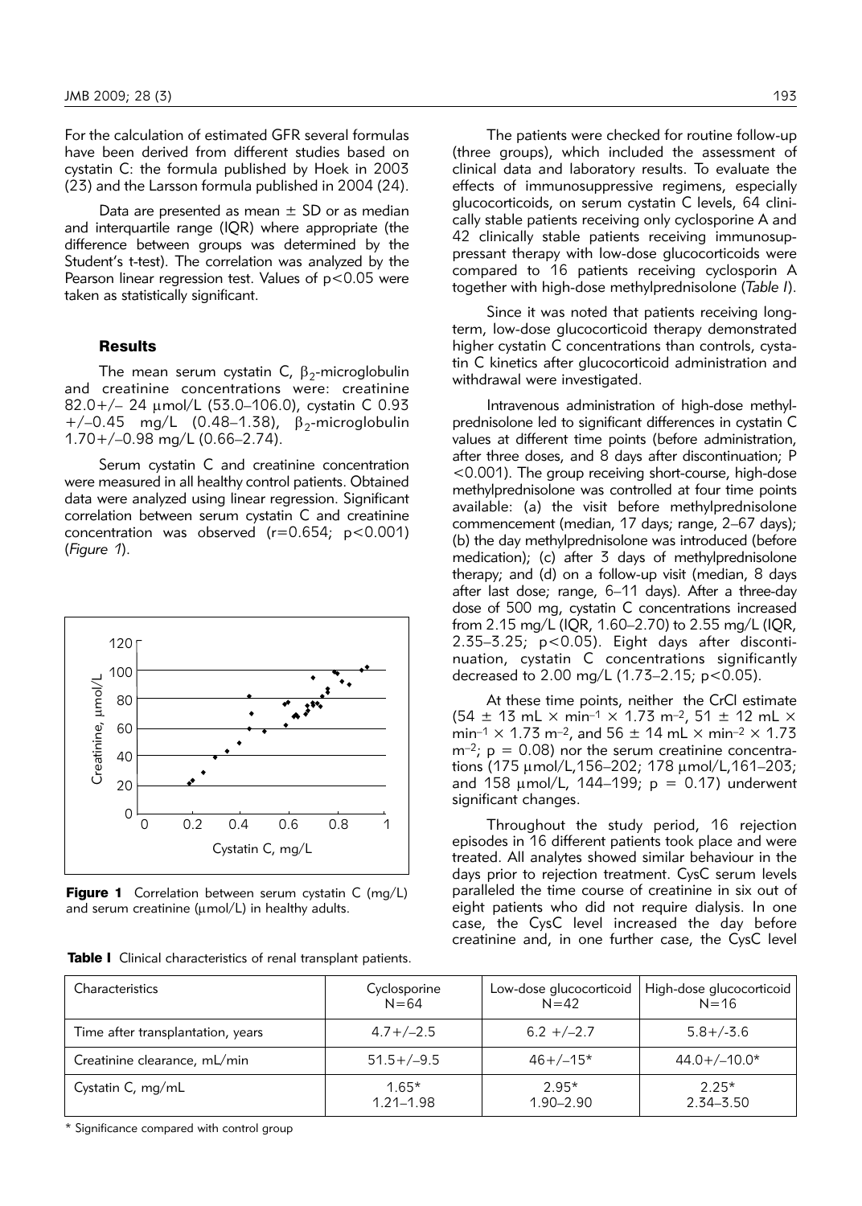For the calculation of estimated GFR several formulas have been derived from different studies based on cystatin C: the formula published by Hoek in 2003 (23) and the Larsson formula published in 2004 (24).

Data are presented as mean ± SD or as median and interquartile range (IQR) where appropriate (the difference between groups was determined by the Student's t-test). The correlation was analyzed by the Pearson linear regression test. Values of $p<0.05$ were taken as statistically significant.

## Results

The mean serum cystatin C, $\beta_2$-microglobulin and creatinine concentrations were: creatinine 82.0+/– 24 μmol/L (53.0–106.0), cystatin C 0.93 +/–0.45 mg/L (0.48–1.38), $\beta_2$-microglobulin 1.70+/–0.98 mg/L (0.66–2.74).

Serum cystatin C and creatinine concentration were measured in all healthy control patients. Obtained data were analyzed using linear regression. Significant correlation between serum cystatin C and creatinine concentration was observed ($r=0.654$; $p<0.001$) (*Figure 1*).

**Figure 1** Correlation between serum cystatin C (mg/L) and serum creatinine (μmol/L) in healthy adults.

The patients were checked for routine follow-up (three groups), which included the assessment of clinical data and laboratory results. To evaluate the effects of immunosuppressive regimens, especially glucocorticoids, on serum cystatin C levels, 64 clinically stable patients receiving only cyclosporine A and 42 clinically stable patients receiving immunosuppressant therapy with low-dose glucocorticoids were compared to 16 patients receiving cyclosporin A together with high-dose methylprednisolone (*Table I*).

Since it was noted that patients receiving long-term, low-dose glucocorticoid therapy demonstrated higher cystatin C concentrations than controls, cystatin C kinetics after glucocorticoid administration and withdrawal were investigated.

Intravenous administration of high-dose methylprednisolone led to significant differences in cystatin C values at different time points (before administration, after three doses, and 8 days after discontinuation; $P<0.001$). The group receiving short-course, high-dose methylprednisolone was controlled at four time points available: (a) the visit before methylprednisolone commencement (median, 17 days; range, 2–67 days); (b) the day methylprednisolone was introduced (before medication); (c) after 3 days of methylprednisolone therapy; and (d) on a follow-up visit (median, 8 days after last dose; range, 6–11 days). After a three-day dose of 500 mg, cystatin C concentrations increased from 2.15 mg/L (IQR, 1.60–2.70) to 2.55 mg/L (IQR, 2.35–3.25; $p<0.05$). Eight days after discontinuation, cystatin C concentrations significantly decreased to 2.00 mg/L (1.73–2.15; $p<0.05$).

At these time points, neither the CrCl estimate ($54 \pm 13$ mL × min$^{-1}$ × 1.73 m$^{-2}$, $51 \pm 12$ mL × min$^{-1}$ × 1.73 m$^{-2}$, and $56 \pm 14$ mL × min$^{-2}$ × 1.73 m$^{-2}$; $p = 0.08$) nor the serum creatinine concentrations (175 μmol/L,156–202; 178 μmol/L,161–203; and 158 μmol/L, 144–199; $p = 0.17$) underwent significant changes.

Throughout the study period, 16 rejection episodes in 16 different patients took place and were treated. All analytes showed similar behaviour in the days prior to rejection treatment. CysC serum levels paralleled the time course of creatinine in six out of eight patients who did not require dialysis. In one case, the CysC level increased the day before creatinine and, in one further case, the CysC level

**Table I** Clinical characteristics of renal transplant patients.

| Characteristics | Cyclosporine N=64 | Low-dose glucocorticoid N=42 | High-dose glucocorticoid N=16 |
|---|---|---|---|
| Time after transplantation, years | 4.7+/–2.5 | 6.2 +/–2.7 | 5.8+/-3.6 |
| Creatinine clearance, mL/min | 51.5+/–9.5 | 46+/–15* | 44.0+/–10.0* |
| Cystatin C, mg/mL | 1.65* 1.21–1.98 | 2.95* 1.90–2.90 | 2.25* 2.34–3.50 |

\* Significance compared with control group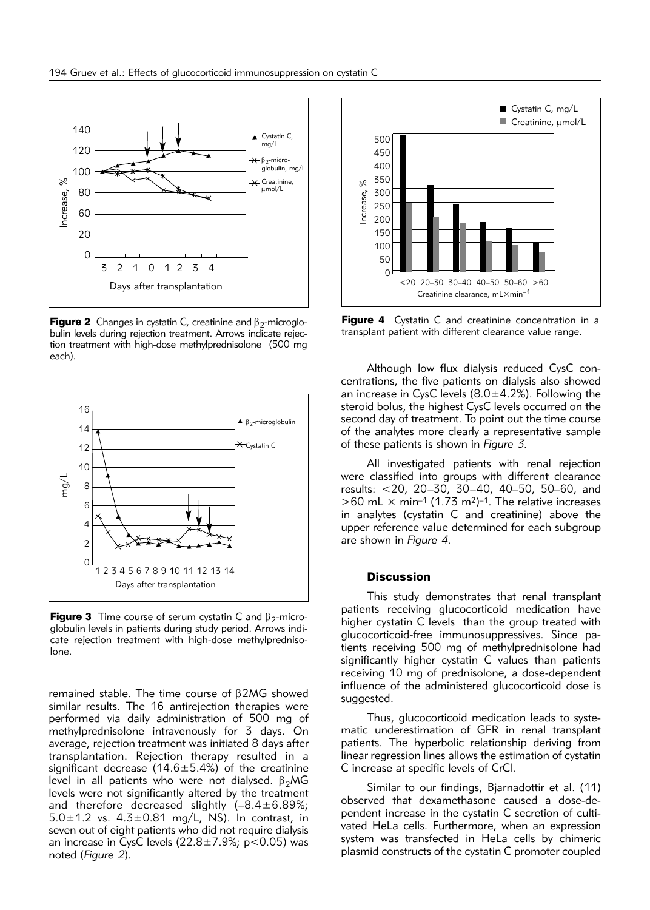**Figure 2** Changes in cystatin C, creatinine and $\beta_2$-microglobulin levels during rejection treatment. Arrows indicate rejection treatment with high-dose methylprednisolone (500 mg each).

**Figure 3** Time course of serum cystatin C and $\beta_2$-microglobulin levels in patients during study period. Arrows indicate rejection treatment with high-dose methylprednisolone.

remained stable. The time course of β2MG showed similar results. The 16 antirejection therapies were performed via daily administration of 500 mg of methylprednisolone intravenously for 3 days. On average, rejection treatment was initiated 8 days after transplantation. Rejection therapy resulted in a significant decrease (14.6±5.4%) of the creatinine level in all patients who were not dialysed. $\beta_2$MG levels were not significantly altered by the treatment and therefore decreased slightly (–8.4±6.89%; 5.0±1.2 vs. 4.3±0.81 mg/L, NS). In contrast, in seven out of eight patients who did not require dialysis an increase in CysC levels (22.8±7.9%; $p<0.05$) was noted (*Figure 2*).

**Figure 4** Cystatin C and creatinine concentration in a transplant patient with different clearance value range.

Although low flux dialysis reduced CysC concentrations, the five patients on dialysis also showed an increase in CysC levels (8.0±4.2%). Following the steroid bolus, the highest CysC levels occurred on the second day of treatment. To point out the time course of the analytes more clearly a representative sample of these patients is shown in *Figure 3*.

All investigated patients with renal rejection were classified into groups with different clearance results: <20, 20–30, 30–40, 40–50, 50–60, and >60 mL × $min^{-1}$ (1.73 $m^2$)$^{-1}$. The relative increases in analytes (cystatin C and creatinine) above the upper reference value determined for each subgroup are shown in *Figure 4*.

## Discussion

This study demonstrates that renal transplant patients receiving glucocorticoid medication have higher cystatin C levels than the group treated with glucocorticoid-free immunosuppressives. Since patients receiving 500 mg of methylprednisolone had significantly higher cystatin C values than patients receiving 10 mg of prednisolone, a dose-dependent influence of the administered glucocorticoid dose is suggested.

Thus, glucocorticoid medication leads to systematic underestimation of GFR in renal transplant patients. The hyperbolic relationship deriving from linear regression lines allows the estimation of cystatin C increase at specific levels of CrCl.

Similar to our findings, Bjarnadottir et al. (11) observed that dexamethasone caused a dose-dependent increase in the cystatin C secretion of cultivated HeLa cells. Furthermore, when an expression system was transfected in HeLa cells by chimeric plasmid constructs of the cystatin C promoter coupled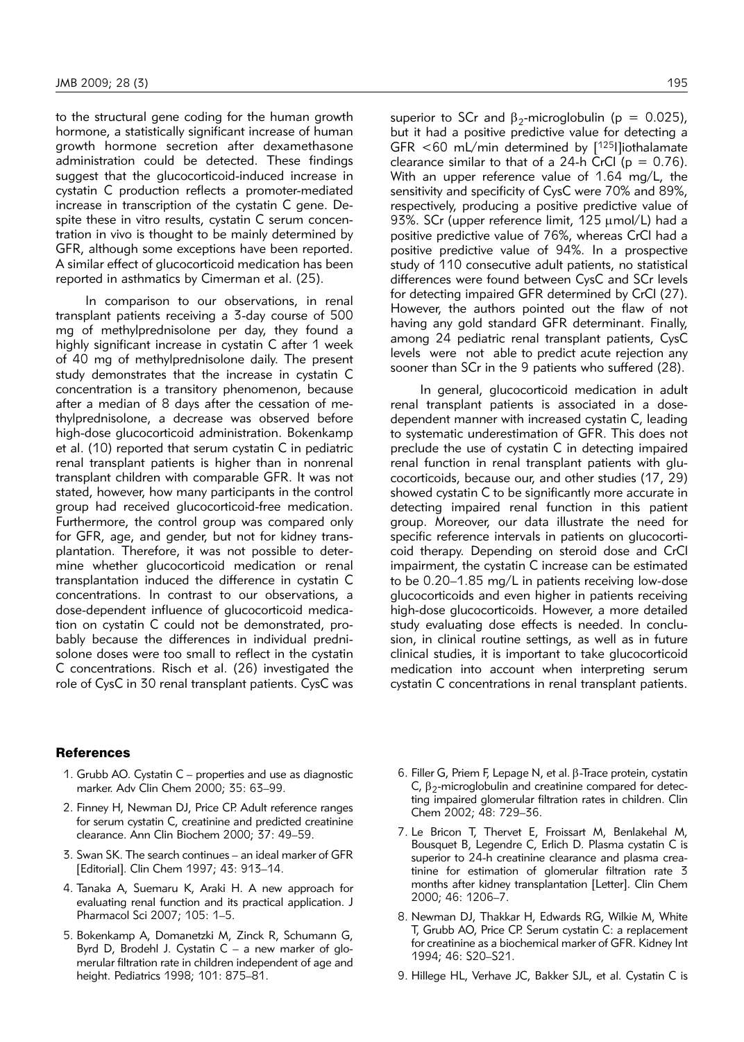to the structural gene coding for the human growth hormone, a statistically significant increase of human growth hormone secretion after dexamethasone administration could be detected. These findings suggest that the glucocorticoid-induced increase in cystatin C production reflects a promoter-mediated increase in transcription of the cystatin C gene. Despite these in vitro results, cystatin C serum concentration in vivo is thought to be mainly determined by GFR, although some exceptions have been reported. A similar effect of glucocorticoid medication has been reported in asthmatics by Cimerman et al. (25).

In comparison to our observations, in renal transplant patients receiving a 3-day course of 500 mg of methylprednisolone per day, they found a highly significant increase in cystatin C after 1 week of 40 mg of methylprednisolone daily. The present study demonstrates that the increase in cystatin C concentration is a transitory phenomenon, because after a median of 8 days after the cessation of methylprednisolone, a decrease was observed before high-dose glucocorticoid administration. Bokenkamp et al. (10) reported that serum cystatin C in pediatric renal transplant patients is higher than in nonrenal transplant children with comparable GFR. It was not stated, however, how many participants in the control group had received glucocorticoid-free medication. Furthermore, the control group was compared only for GFR, age, and gender, but not for kidney transplantation. Therefore, it was not possible to determine whether glucocorticoid medication or renal transplantation induced the difference in cystatin C concentrations. In contrast to our observations, a dose-dependent influence of glucocorticoid medication on cystatin C could not be demonstrated, probably because the differences in individual prednisolone doses were too small to reflect in the cystatin C concentrations. Risch et al. (26) investigated the role of CysC in 30 renal transplant patients. CysC was superior to SCr and $\beta_2$-microglobulin ($p = 0.025$), but it had a positive predictive value for detecting a GFR <60 mL/min determined by [$^{125}$I]iothalamate clearance similar to that of a 24-h CrCl ($p = 0.76$). With an upper reference value of 1.64 mg/L, the sensitivity and specificity of CysC were 70% and 89%, respectively, producing a positive predictive value of 93%. SCr (upper reference limit, 125 μmol/L) had a positive predictive value of 76%, whereas CrCl had a positive predictive value of 94%. In a prospective study of 110 consecutive adult patients, no statistical differences were found between CysC and SCr levels for detecting impaired GFR determined by CrCl (27). However, the authors pointed out the flaw of not having any gold standard GFR determinant. Finally, among 24 pediatric renal transplant patients, CysC levels were not able to predict acute rejection any sooner than SCr in the 9 patients who suffered (28).

In general, glucocorticoid medication in adult renal transplant patients is associated in a dose-dependent manner with increased cystatin C, leading to systematic underestimation of GFR. This does not preclude the use of cystatin C in detecting impaired renal function in renal transplant patients with glucocorticoids, because our, and other studies (17, 29) showed cystatin C to be significantly more accurate in detecting impaired renal function in this patient group. Moreover, our data illustrate the need for specific reference intervals in patients on glucocorticoid therapy. Depending on steroid dose and CrCl impairment, the cystatin C increase can be estimated to be 0.20–1.85 mg/L in patients receiving low-dose glucocorticoids and even higher in patients receiving high-dose glucocorticoids. However, a more detailed study evaluating dose effects is needed. In conclusion, in clinical routine settings, as well as in future clinical studies, it is important to take glucocorticoid medication into account when interpreting serum cystatin C concentrations in renal transplant patients.

## References

1. Grubb AO. Cystatin C – properties and use as diagnostic marker. Adv Clin Chem 2000; 35: 63–99.
2. Finney H, Newman DJ, Price CP. Adult reference ranges for serum cystatin C, creatinine and predicted creatinine clearance. Ann Clin Biochem 2000; 37: 49–59.
3. Swan SK. The search continues – an ideal marker of GFR [Editorial]. Clin Chem 1997; 43: 913–14.
4. Tanaka A, Suemaru K, Araki H. A new approach for evaluating renal function and its practical application. J Pharmacol Sci 2007; 105: 1–5.
5. Bokenkamp A, Domanetzki M, Zinck R, Schumann G, Byrd D, Brodehl J. Cystatin C – a new marker of glomerular filtration rate in children independent of age and height. Pediatrics 1998; 101: 875–81.
6. Filler G, Priem F, Lepage N, et al. β-Trace protein, cystatin C, $\beta_2$-microglobulin and creatinine compared for detecting impaired glomerular filtration rates in children. Clin Chem 2002; 48: 729–36.
7. Le Bricon T, Thervet E, Froissart M, Benlakehal M, Bousquet B, Legendre C, Erlich D. Plasma cystatin C is superior to 24-h creatinine clearance and plasma creatinine for estimation of glomerular filtration rate 3 months after kidney transplantation [Letter]. Clin Chem 2000; 46: 1206–7.
8. Newman DJ, Thakkar H, Edwards RG, Wilkie M, White T, Grubb AO, Price CP. Serum cystatin C: a replacement for creatinine as a biochemical marker of GFR. Kidney Int 1994; 46: S20–S21.
9. Hillege HL, Verhave JC, Bakker SJL, et al. Cystatin C is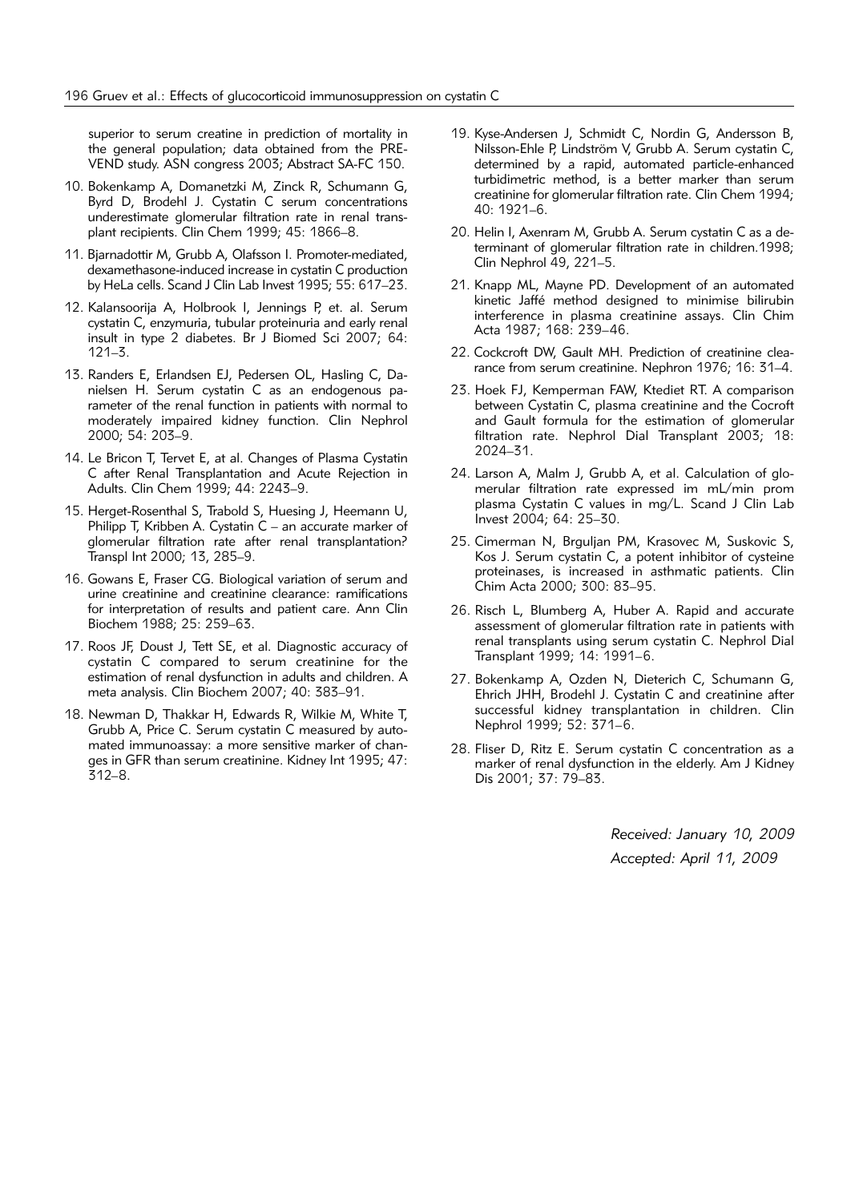superior to serum creatine in prediction of mortality in the general population; data obtained from the PREVEND study. ASN congress 2003; Abstract SA-FC 150.

10. Bokenkamp A, Domanetzki M, Zinck R, Schumann G, Byrd D, Brodehl J. Cystatin C serum concentrations underestimate glomerular filtration rate in renal transplant recipients. Clin Chem 1999; 45: 1866–8.
11. Bjarnadottir M, Grubb A, Olafsson I. Promoter-mediated, dexamethasone-induced increase in cystatin C production by HeLa cells. Scand J Clin Lab Invest 1995; 55: 617–23.
12. Kalansoorija A, Holbrook I, Jennings P, et. al. Serum cystatin C, enzymuria, tubular proteinuria and early renal insult in type 2 diabetes. Br J Biomed Sci 2007; 64: 121–3.
13. Randers E, Erlandsen EJ, Pedersen OL, Hasling C, Danielsen H. Serum cystatin C as an endogenous parameter of the renal function in patients with normal to moderately impaired kidney function. Clin Nephrol 2000; 54: 203–9.
14. Le Bricon T, Tervet E, at al. Changes of Plasma Cystatin C after Renal Transplantation and Acute Rejection in Adults. Clin Chem 1999; 44: 2243–9.
15. Herget-Rosenthal S, Trabold S, Huesing J, Heemann U, Philipp T, Kribben A. Cystatin C – an accurate marker of glomerular filtration rate after renal transplantation? Transpl Int 2000; 13, 285–9.
16. Gowans E, Fraser CG. Biological variation of serum and urine creatinine and creatinine clearance: ramifications for interpretation of results and patient care. Ann Clin Biochem 1988; 25: 259–63.
17. Roos JF, Doust J, Tett SE, et al. Diagnostic accuracy of cystatin C compared to serum creatinine for the estimation of renal dysfunction in adults and children. A meta analysis. Clin Biochem 2007; 40: 383–91.
18. Newman D, Thakkar H, Edwards R, Wilkie M, White T, Grubb A, Price C. Serum cystatin C measured by automated immunoassay: a more sensitive marker of changes in GFR than serum creatinine. Kidney Int 1995; 47: 312–8.
19. Kyse-Andersen J, Schmidt C, Nordin G, Andersson B, Nilsson-Ehle P, Lindström V, Grubb A. Serum cystatin C, determined by a rapid, automated particle-enhanced turbidimetric method, is a better marker than serum creatinine for glomerular filtration rate. Clin Chem 1994; 40: 1921–6.
20. Helin I, Axenram M, Grubb A. Serum cystatin C as a determinant of glomerular filtration rate in children.1998; Clin Nephrol 49, 221–5.
21. Knapp ML, Mayne PD. Development of an automated kinetic Jaffé method designed to minimise bilirubin interference in plasma creatinine assays. Clin Chim Acta 1987; 168: 239–46.
22. Cockcroft DW, Gault MH. Prediction of creatinine clearance from serum creatinine. Nephron 1976; 16: 31–4.
23. Hoek FJ, Kemperman FAW, Ktediet RT. A comparison between Cystatin C, plasma creatinine and the Cocroft and Gault formula for the estimation of glomerular filtration rate. Nephrol Dial Transplant 2003; 18: 2024–31.
24. Larson A, Malm J, Grubb A, et al. Calculation of glomerular filtration rate expressed im mL/min prom plasma Cystatin C values in mg/L. Scand J Clin Lab Invest 2004; 64: 25–30.
25. Cimerman N, Brguljan PM, Krasovec M, Suskovic S, Kos J. Serum cystatin C, a potent inhibitor of cysteine proteinases, is increased in asthmatic patients. Clin Chim Acta 2000; 300: 83–95.
26. Risch L, Blumberg A, Huber A. Rapid and accurate assessment of glomerular filtration rate in patients with renal transplants using serum cystatin C. Nephrol Dial Transplant 1999; 14: 1991–6.
27. Bokenkamp A, Ozden N, Dieterich C, Schumann G, Ehrich JHH, Brodehl J. Cystatin C and creatinine after successful kidney transplantation in children. Clin Nephrol 1999; 52: 371–6.
28. Fliser D, Ritz E. Serum cystatin C concentration as a marker of renal dysfunction in the elderly. Am J Kidney Dis 2001; 37: 79–83.

*Received: January 10, 2009*

*Accepted: April 11, 2009*